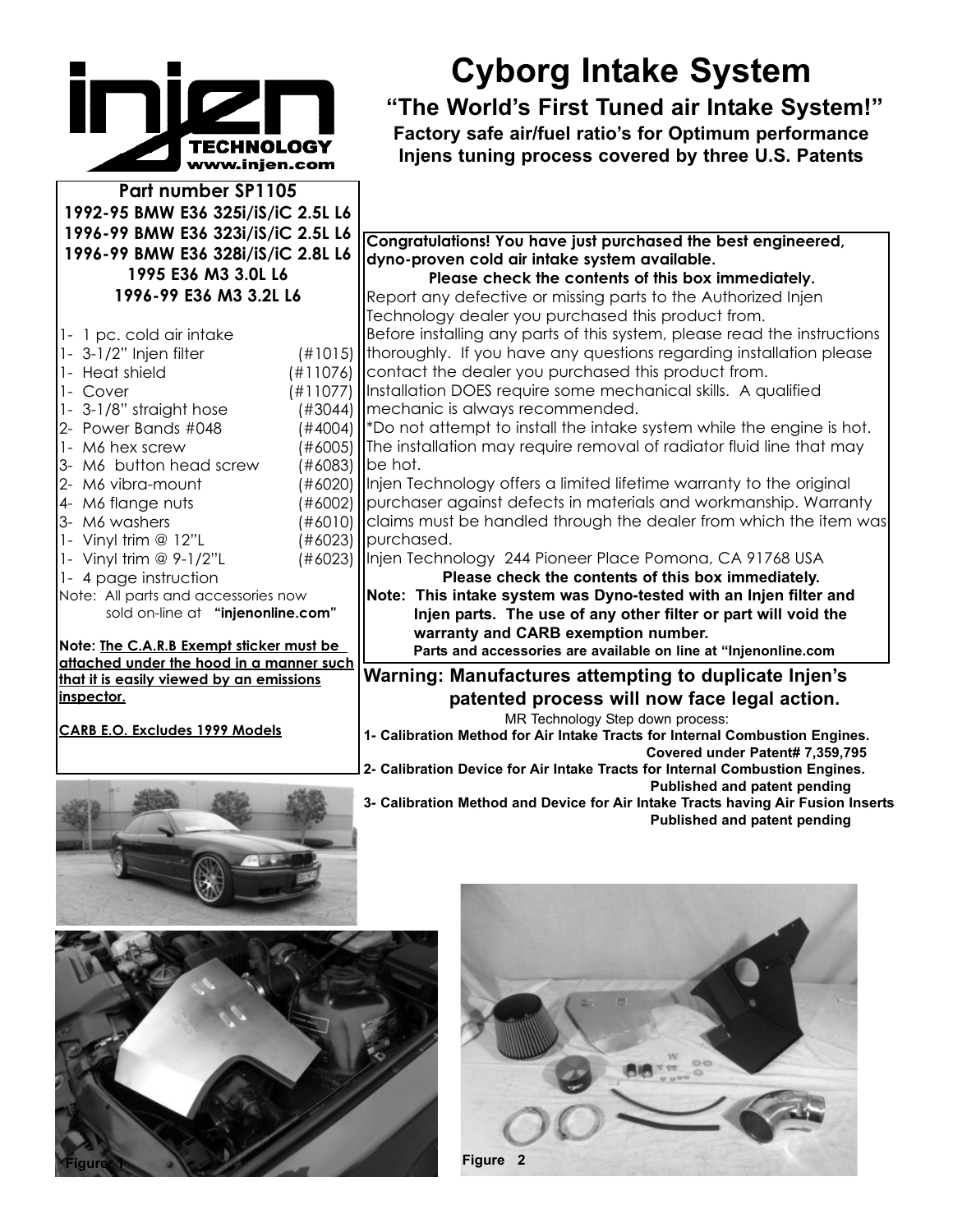# Cyborg Intake System

## "The World's First Tuned air Intake System!"

**Factory safe air/fuel ratio's for Optimum performance**
**Injens tuning process covered by three U.S. Patents**

**Part number SP1105**
**1992-95 BMW E36 325i/iS/iC 2.5L L6**
**1996-99 BMW E36 323i/iS/iC 2.5L L6**
**1996-99 BMW E36 328i/iS/iC 2.8L L6**
**1995 E36 M3 3.0L L6**
**1996-99 E36 M3 3.2L L6**

| Qty | Description | Part # |
|---|---|---|
| 1- | 1 pc. cold air intake | |
| 1- | 3-1/2" Injen filter | (#1015) |
| 1- | Heat shield | (#11076) |
| 1- | Cover | (#11077) |
| 1- | 3-1/8" straight hose | (#3044) |
| 2- | Power Bands #048 | (#4004) |
| 1- | M6 hex screw | (#6005) |
| 3- | M6 button head screw | (#6083) |
| 2- | M6 vibra-mount | (#6020) |
| 4- | M6 flange nuts | (#6002) |
| 3- | M6 washers | (#6010) |
| 1- | Vinyl trim @ 12"L | (#6023) |
| 1- | Vinyl trim @ 9-1/2"L | (#6023) |
| 1- | 4 page instruction | |

Note: All parts and accessories now sold on-line at **"injenonline.com"**

**Note: The C.A.R.B Exempt sticker must be attached under the hood in a manner such that it is easily viewed by an emissions inspector.**

**CARB E.O. Excludes 1999 Models**

**Congratulations! You have just purchased the best engineered, dyno-proven cold air intake system available.**

**Please check the contents of this box immediately.**

Report any defective or missing parts to the Authorized Injen Technology dealer you purchased this product from.
Before installing any parts of this system, please read the instructions thoroughly. If you have any questions regarding installation please contact the dealer you purchased this product from.
Installation DOES require some mechanical skills. A qualified mechanic is always recommended.
*Do not attempt to install the intake system while the engine is hot. The installation may require removal of radiator fluid line that may be hot.
Injen Technology offers a limited lifetime warranty to the original purchaser against defects in materials and workmanship. Warranty claims must be handled through the dealer from which the item was purchased.
Injen Technology 244 Pioneer Place Pomona, CA 91768 USA

**Please check the contents of this box immediately.**

**Note: This intake system was Dyno-tested with an Injen filter and Injen parts. The use of any other filter or part will void the warranty and CARB exemption number.**
**Parts and accessories are available on line at "Injenonline.com**

**Warning: Manufactures attempting to duplicate Injen's patented process will now face legal action.**

MR Technology Step down process:

**1- Calibration Method for Air Intake Tracts for Internal Combustion Engines.**
**Covered under Patent# 7,359,795**
**2- Calibration Device for Air Intake Tracts for Internal Combustion Engines.**
**Published and patent pending**
**3- Calibration Method and Device for Air Intake Tracts having Air Fusion Inserts**
**Published and patent pending**

Figure 1

Figure 2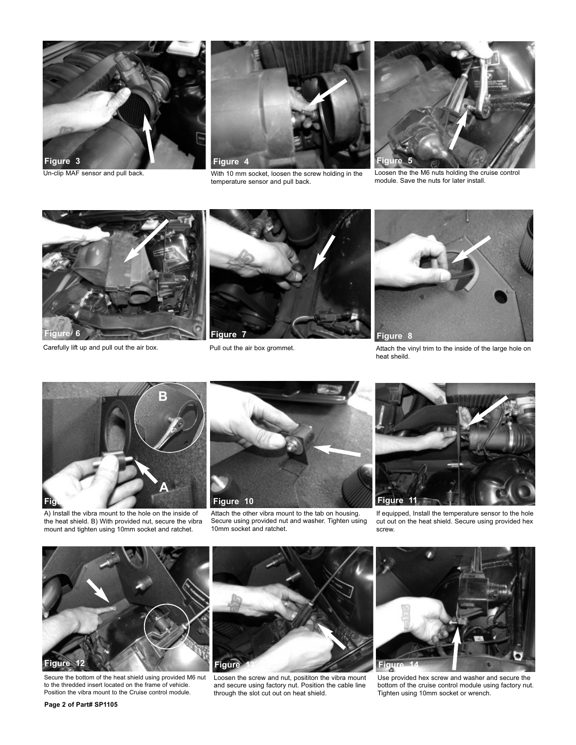Figure 3

Un-clip MAF sensor and pull back.

Figure 4

With 10 mm socket, loosen the screw holding in the temperature sensor and pull back.

Figure 5

Loosen the the M6 nuts holding the cruise control module. Save the nuts for later install.

Figure 6

Carefully lift up and pull out the air box.

Figure 7

Pull out the air box grommet.

Figure 8

Attach the vinyl trim to the inside of the large hole on heat sheild.

Figure 9

A) Install the vibra mount to the hole on the inside of the heat shield. B) With provided nut, secure the vibra mount and tighten using 10mm socket and ratchet.

Figure 10

Attach the other vibra mount to the tab on housing. Secure using provided nut and washer. Tighten using 10mm socket and ratchet.

Figure 11

If equipped, Install the temperature sensor to the hole cut out on the heat shield. Secure using provided hex screw.

Figure 12

Secure the bottom of the heat shield using provided M6 nut to the thredded insert located on the frame of vehicle. Position the vibra mount to the Cruise control module.

Figure 13

Loosen the screw and nut, posititon the vibra mount and secure using factory nut. Position the cable line through the slot cut out on heat shield.

Figure 14

Use provided hex screw and washer and secure the bottom of the cruise control module using factory nut. Tighten using 10mm socket or wrench.

**Page 2 of Part# SP1105**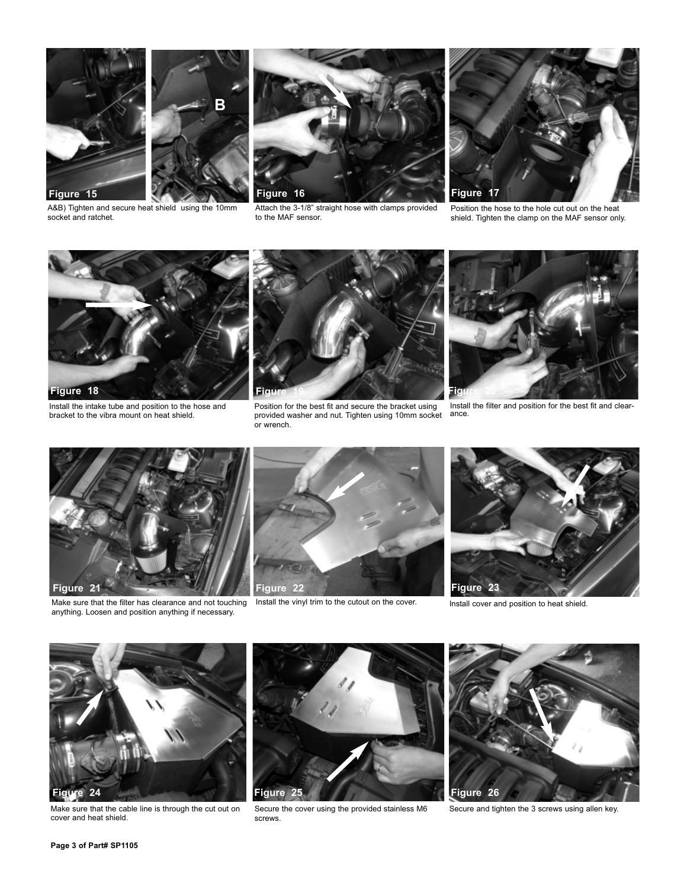Figure 15

A&B) Tighten and secure heat shield using the 10mm socket and ratchet.

Figure 16

Attach the 3-1/8" straight hose with clamps provided to the MAF sensor.

Figure 17

Position the hose to the hole cut out on the heat shield. Tighten the clamp on the MAF sensor only.

Figure 18

Install the intake tube and position to the hose and bracket to the vibra mount on heat shield.

Figure 19

Position for the best fit and secure the bracket using provided washer and nut. Tighten using 10mm socket or wrench.

Figure 20

Install the filter and position for the best fit and clearance.

Figure 21

Make sure that the filter has clearance and not touching anything. Loosen and position anything if necessary.

Figure 22

Install the vinyl trim to the cutout on the cover.

Figure 23

Install cover and position to heat shield.

Figure 24

Make sure that the cable line is through the cut out on cover and heat shield.

Figure 25

Secure the cover using the provided stainless M6 screws.

Figure 26

Secure and tighten the 3 screws using allen key.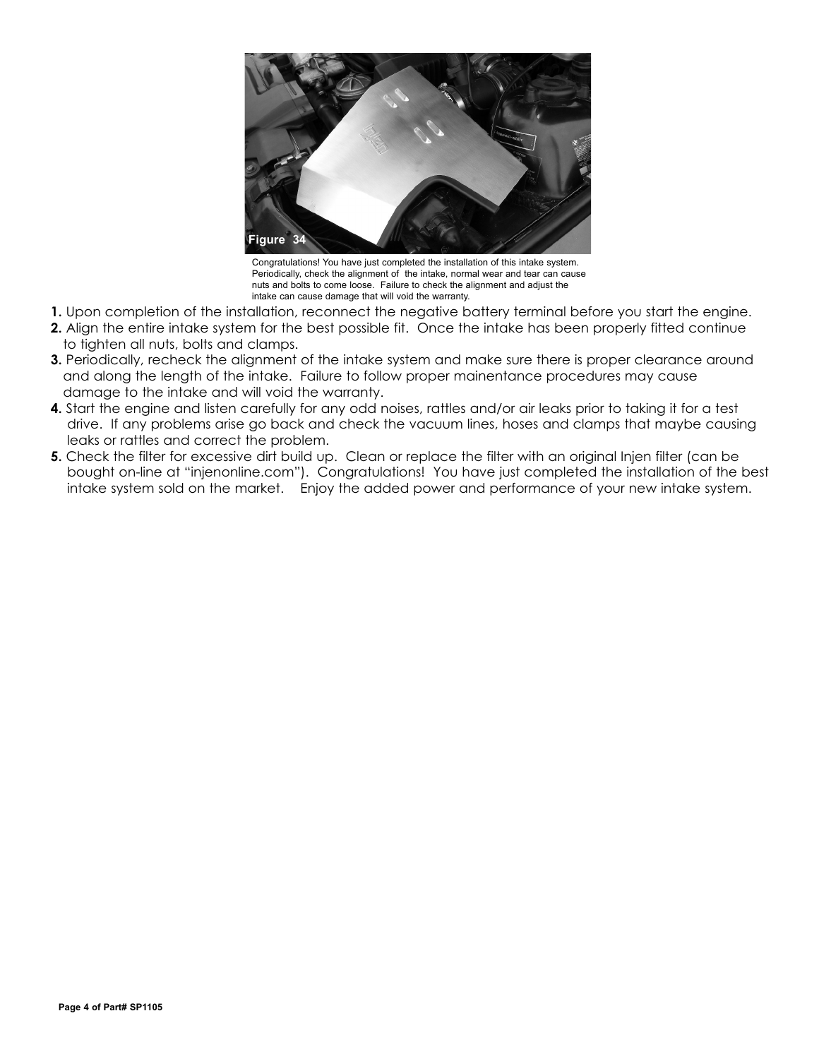Figure 34

Congratulations! You have just completed the installation of this intake system. Periodically, check the alignment of the intake, normal wear and tear can cause nuts and bolts to come loose. Failure to check the alignment and adjust the intake can cause damage that will void the warranty.

**1.** Upon completion of the installation, reconnect the negative battery terminal before you start the engine.
**2.** Align the entire intake system for the best possible fit. Once the intake has been properly fitted continue to tighten all nuts, bolts and clamps.
**3.** Periodically, recheck the alignment of the intake system and make sure there is proper clearance around and along the length of the intake. Failure to follow proper mainentance procedures may cause damage to the intake and will void the warranty.
**4.** Start the engine and listen carefully for any odd noises, rattles and/or air leaks prior to taking it for a test drive. If any problems arise go back and check the vacuum lines, hoses and clamps that maybe causing leaks or rattles and correct the problem.
**5.** Check the filter for excessive dirt build up. Clean or replace the filter with an original Injen filter (can be bought on-line at "injenonline.com"). Congratulations! You have just completed the installation of the best intake system sold on the market. Enjoy the added power and performance of your new intake system.